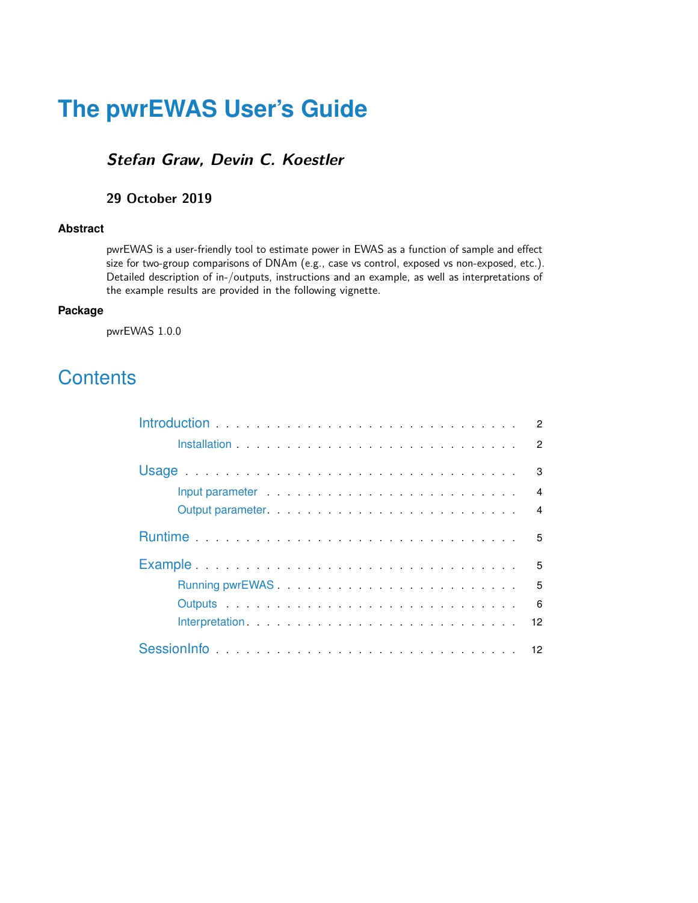# The pwrEWAS User's Guide

***Stefan Graw, Devin C. Koestler***

**29 October 2019**

**Abstract**

pwrEWAS is a user-friendly tool to estimate power in EWAS as a function of sample and effect size for two-group comparisons of DNAm (e.g., case vs control, exposed vs non-exposed, etc.). Detailed description of in-/outputs, instructions and an example, as well as interpretations of the example results are provided in the following vignette.

**Package**

pwrEWAS 1.0.0

## Contents

- Introduction . . . . . 2
  - Installation . . . . . 2
- Usage . . . . . 3
  - Input parameter . . . . . 4
  - Output parameter . . . . . 4
- Runtime . . . . . 5
- Example . . . . . 5
  - Running pwrEWAS . . . . . 5
  - Outputs . . . . . 6
  - Interpretation . . . . . 12
- SessionInfo . . . . . 12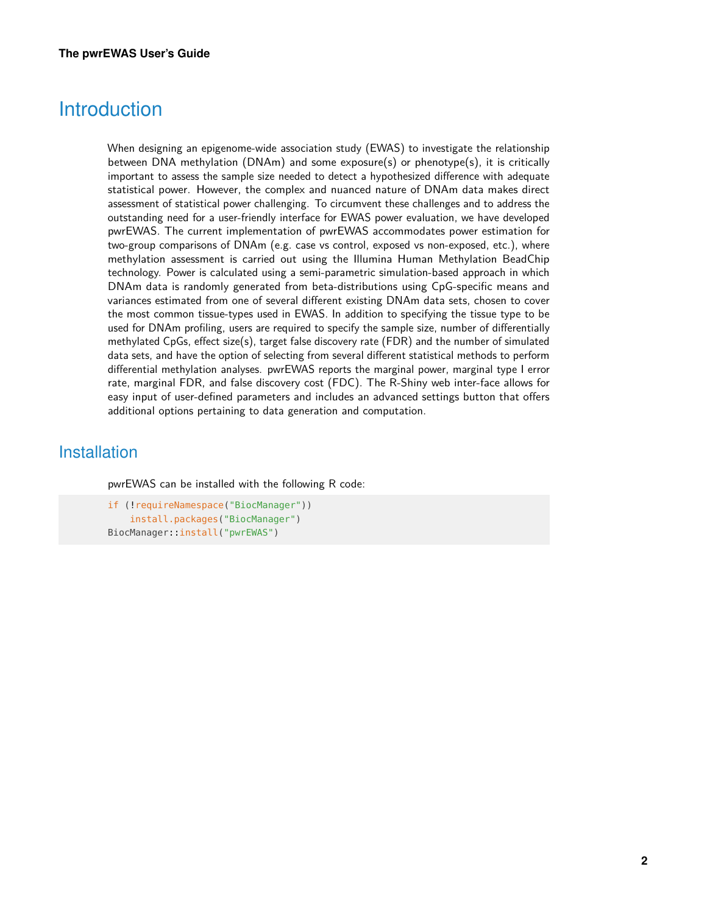# Introduction

When designing an epigenome-wide association study (EWAS) to investigate the relationship between DNA methylation (DNAm) and some exposure(s) or phenotype(s), it is critically important to assess the sample size needed to detect a hypothesized difference with adequate statistical power. However, the complex and nuanced nature of DNAm data makes direct assessment of statistical power challenging. To circumvent these challenges and to address the outstanding need for a user-friendly interface for EWAS power evaluation, we have developed pwrEWAS. The current implementation of pwrEWAS accommodates power estimation for two-group comparisons of DNAm (e.g. case vs control, exposed vs non-exposed, etc.), where methylation assessment is carried out using the Illumina Human Methylation BeadChip technology. Power is calculated using a semi-parametric simulation-based approach in which DNAm data is randomly generated from beta-distributions using CpG-specific means and variances estimated from one of several different existing DNAm data sets, chosen to cover the most common tissue-types used in EWAS. In addition to specifying the tissue type to be used for DNAm profiling, users are required to specify the sample size, number of differentially methylated CpGs, effect size(s), target false discovery rate (FDR) and the number of simulated data sets, and have the option of selecting from several different statistical methods to perform differential methylation analyses. pwrEWAS reports the marginal power, marginal type I error rate, marginal FDR, and false discovery cost (FDC). The R-Shiny web inter-face allows for easy input of user-defined parameters and includes an advanced settings button that offers additional options pertaining to data generation and computation.

# Installation

pwrEWAS can be installed with the following R code:

```
if (!requireNamespace("BiocManager"))
    install.packages("BiocManager")
BiocManager::install("pwrEWAS")
```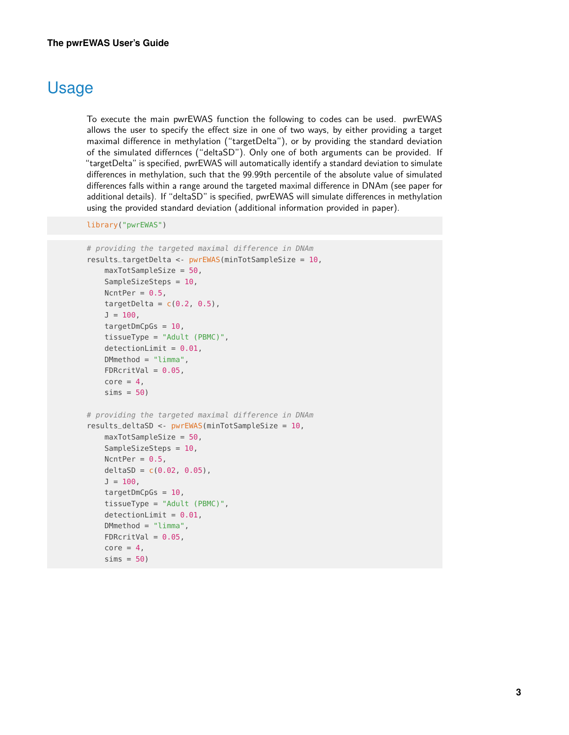# Usage

To execute the main pwrEWAS function the following to codes can be used. pwrEWAS allows the user to specify the effect size in one of two ways, by either providing a target maximal difference in methylation ("targetDelta"), or by providing the standard deviation of the simulated differnces ("deltaSD"). Only one of both arguments can be provided. If "targetDelta" is specified, pwrEWAS will automatically identify a standard deviation to simulate differences in methylation, such that the 99.99th percentile of the absolute value of simulated differences falls within a range around the targeted maximal difference in DNAm (see paper for additional details). If "deltaSD" is specified, pwrEWAS will simulate differences in methylation using the provided standard deviation (additional information provided in paper).

```
library("pwrEWAS")
```

```
# providing the targeted maximal difference in DNAm
results_targetDelta <- pwrEWAS(minTotSampleSize = 10,
    maxTotSampleSize = 50,
    SampleSizeSteps = 10,
    NcntPer = 0.5,
    targetDelta = c(0.2, 0.5),
    J = 100,
    targetDmCpGs = 10,
    tissueType = "Adult (PBMC)",
    detectionLimit = 0.01,
    DMmethod = "limma",
    FDRcritVal = 0.05,
    core = 4,
    sims = 50)

# providing the targeted maximal difference in DNAm
results_deltaSD <- pwrEWAS(minTotSampleSize = 10,
    maxTotSampleSize = 50,
    SampleSizeSteps = 10,
    NcntPer = 0.5,
    deltaSD = c(0.02, 0.05),
    J = 100,
    targetDmCpGs = 10,
    tissueType = "Adult (PBMC)",
    detectionLimit = 0.01,
    DMmethod = "limma",
    FDRcritVal = 0.05,
    core = 4,
    sims = 50)
```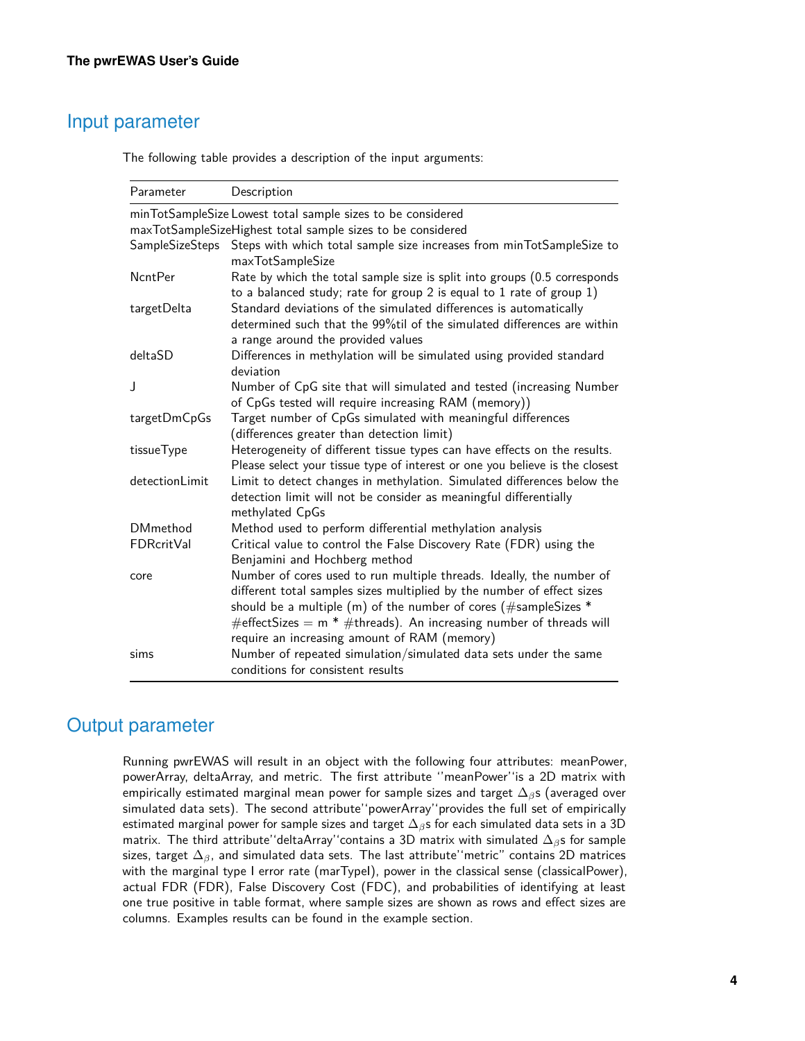## Input parameter

The following table provides a description of the input arguments:

| Parameter | Description |
| --- | --- |
| minTotSampleSize | Lowest total sample sizes to be considered |
| maxTotSampleSize | Highest total sample sizes to be considered |
| SampleSizeSteps | Steps with which total sample size increases from minTotSampleSize to maxTotSampleSize |
| NcntPer | Rate by which the total sample size is split into groups (0.5 corresponds to a balanced study; rate for group 2 is equal to 1 rate of group 1) |
| targetDelta | Standard deviations of the simulated differences is automatically determined such that the 99%til of the simulated differences are within a range around the provided values |
| deltaSD | Differences in methylation will be simulated using provided standard deviation |
| J | Number of CpG site that will simulated and tested (increasing Number of CpGs tested will require increasing RAM (memory)) |
| targetDmCpGs | Target number of CpGs simulated with meaningful differences (differences greater than detection limit) |
| tissueType | Heterogeneity of different tissue types can have effects on the results. Please select your tissue type of interest or one you believe is the closest |
| detectionLimit | Limit to detect changes in methylation. Simulated differences below the detection limit will not be consider as meaningful differentially methylated CpGs |
| DMmethod | Method used to perform differential methylation analysis |
| FDRcritVal | Critical value to control the False Discovery Rate (FDR) using the Benjamini and Hochberg method |
| core | Number of cores used to run multiple threads. Ideally, the number of different total samples sizes multiplied by the number of effect sizes should be a multiple (m) of the number of cores (#sampleSizes * #effectSizes = m * #threads). An increasing number of threads will require an increasing amount of RAM (memory) |
| sims | Number of repeated simulation/simulated data sets under the same conditions for consistent results |

## Output parameter

Running pwrEWAS will result in an object with the following four attributes: meanPower, powerArray, deltaArray, and metric. The first attribute "meanPower"is a 2D matrix with empirically estimated marginal mean power for sample sizes and target $\Delta_\beta$s (averaged over simulated data sets). The second attribute"powerArray"provides the full set of empirically estimated marginal power for sample sizes and target $\Delta_\beta$s for each simulated data sets in a 3D matrix. The third attribute"deltaArray"contains a 3D matrix with simulated $\Delta_\beta$s for sample sizes, target $\Delta_\beta$, and simulated data sets. The last attribute"metric" contains 2D matrices with the marginal type I error rate (marTypeI), power in the classical sense (classicalPower), actual FDR (FDR), False Discovery Cost (FDC), and probabilities of identifying at least one true positive in table format, where sample sizes are shown as rows and effect sizes are columns. Examples results can be found in the example section.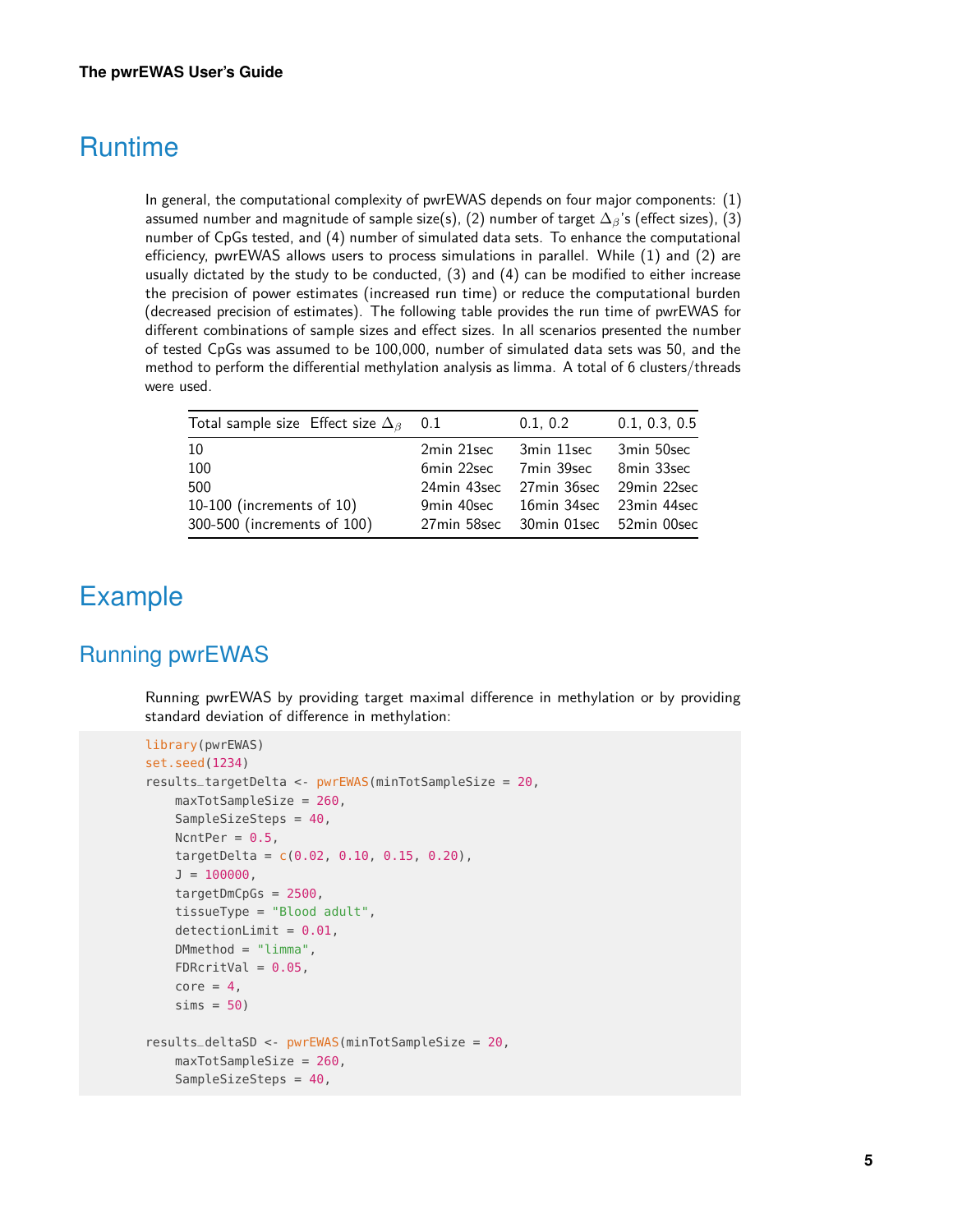# Runtime

In general, the computational complexity of pwrEWAS depends on four major components: (1) assumed number and magnitude of sample size(s), (2) number of target $\Delta_\beta$'s (effect sizes), (3) number of CpGs tested, and (4) number of simulated data sets. To enhance the computational efficiency, pwrEWAS allows users to process simulations in parallel. While (1) and (2) are usually dictated by the study to be conducted, (3) and (4) can be modified to either increase the precision of power estimates (increased run time) or reduce the computational burden (decreased precision of estimates). The following table provides the run time of pwrEWAS for different combinations of sample sizes and effect sizes. In all scenarios presented the number of tested CpGs was assumed to be 100,000, number of simulated data sets was 50, and the method to perform the differential methylation analysis as limma. A total of 6 clusters/threads were used.

| Total sample size  Effect size $\Delta_\beta$ | 0.1 | 0.1, 0.2 | 0.1, 0.3, 0.5 |
|---|---|---|---|
| 10 | 2min 21sec | 3min 11sec | 3min 50sec |
| 100 | 6min 22sec | 7min 39sec | 8min 33sec |
| 500 | 24min 43sec | 27min 36sec | 29min 22sec |
| 10-100 (increments of 10) | 9min 40sec | 16min 34sec | 23min 44sec |
| 300-500 (increments of 100) | 27min 58sec | 30min 01sec | 52min 00sec |

# Example

## Running pwrEWAS

Running pwrEWAS by providing target maximal difference in methylation or by providing standard deviation of difference in methylation:

```
library(pwrEWAS)
set.seed(1234)
results_targetDelta <- pwrEWAS(minTotSampleSize = 20,
    maxTotSampleSize = 260,
    SampleSizeSteps = 40,
    NcntPer = 0.5,
    targetDelta = c(0.02, 0.10, 0.15, 0.20),
    J = 100000,
    targetDmCpGs = 2500,
    tissueType = "Blood adult",
    detectionLimit = 0.01,
    DMmethod = "limma",
    FDRcritVal = 0.05,
    core = 4,
    sims = 50)

results_deltaSD <- pwrEWAS(minTotSampleSize = 20,
    maxTotSampleSize = 260,
    SampleSizeSteps = 40,
```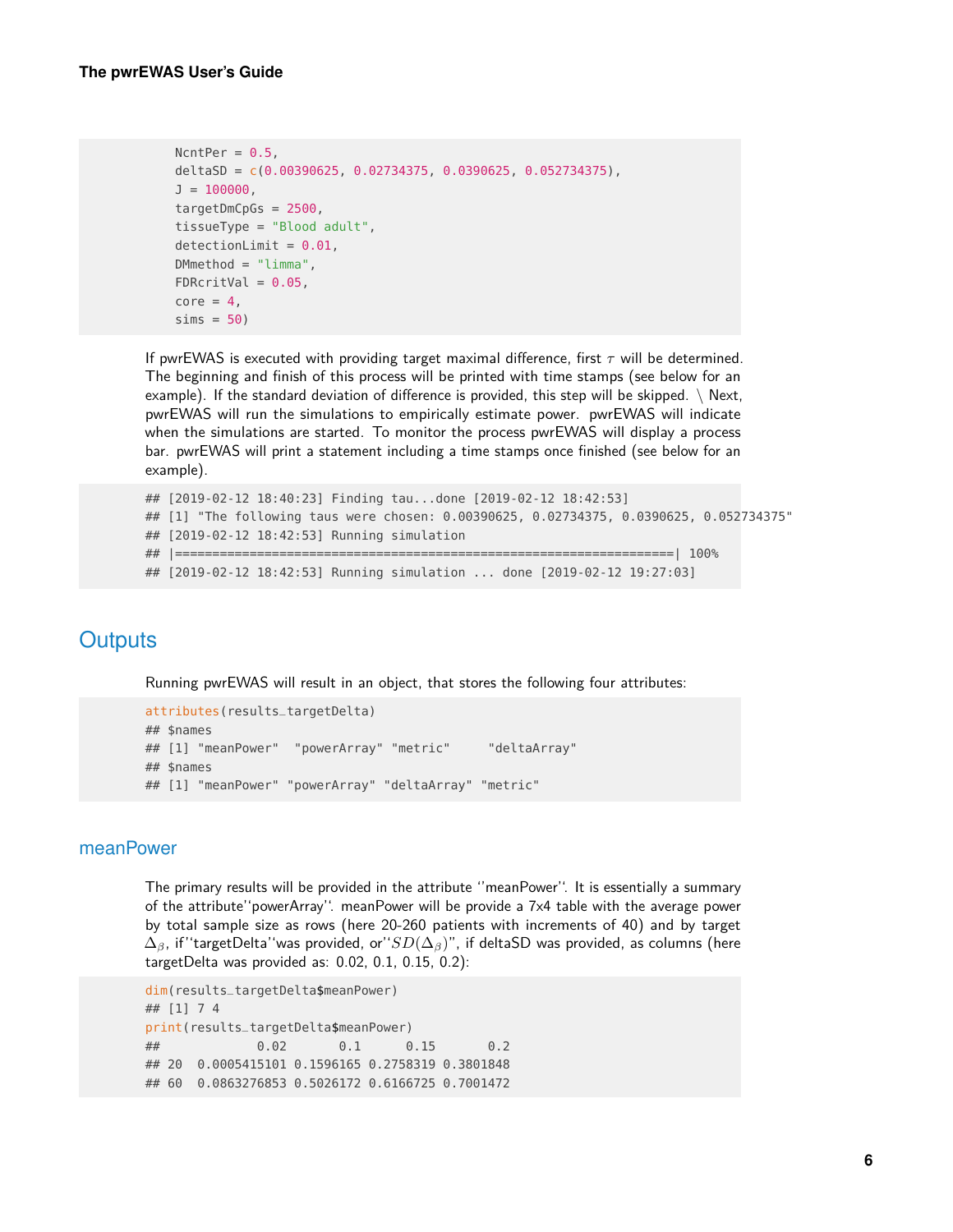```
    NcntPer = 0.5,
    deltaSD = c(0.00390625, 0.02734375, 0.0390625, 0.052734375),
    J = 100000,
    targetDmCpGs = 2500,
    tissueType = "Blood adult",
    detectionLimit = 0.01,
    DMmethod = "limma",
    FDRcritVal = 0.05,
    core = 4,
    sims = 50)
```

If pwrEWAS is executed with providing target maximal difference, first $\tau$ will be determined. The beginning and finish of this process will be printed with time stamps (see below for an example). If the standard deviation of difference is provided, this step will be skipped. \ Next, pwrEWAS will run the simulations to empirically estimate power. pwrEWAS will indicate when the simulations are started. To monitor the process pwrEWAS will display a process bar. pwrEWAS will print a statement including a time stamps once finished (see below for an example).

```
## [2019-02-12 18:40:23] Finding tau...done [2019-02-12 18:42:53]
## [1] "The following taus were chosen: 0.00390625, 0.02734375, 0.0390625, 0.052734375"
## [2019-02-12 18:42:53] Running simulation
## |=================================================================| 100%
## [2019-02-12 18:42:53] Running simulation ... done [2019-02-12 19:27:03]
```

# Outputs

Running pwrEWAS will result in an object, that stores the following four attributes:

```
attributes(results_targetDelta)
## $names
## [1] "meanPower"  "powerArray" "metric"     "deltaArray"
## $names
## [1] "meanPower" "powerArray" "deltaArray" "metric"
```

## meanPower

The primary results will be provided in the attribute ''meanPower''. It is essentially a summary of the attribute''powerArray''. meanPower will be provide a 7x4 table with the average power by total sample size as rows (here 20-260 patients with increments of 40) and by target $\Delta_\beta$, if''targetDelta''was provided, or''$SD(\Delta_\beta)$'', if deltaSD was provided, as columns (here targetDelta was provided as: 0.02, 0.1, 0.15, 0.2):

```
dim(results_targetDelta$meanPower)
## [1] 7 4
print(results_targetDelta$meanPower)
##            0.02       0.1      0.15       0.2
## 20  0.0005415101 0.1596165 0.2758319 0.3801848
## 60  0.0863276853 0.5026172 0.6166725 0.7001472
```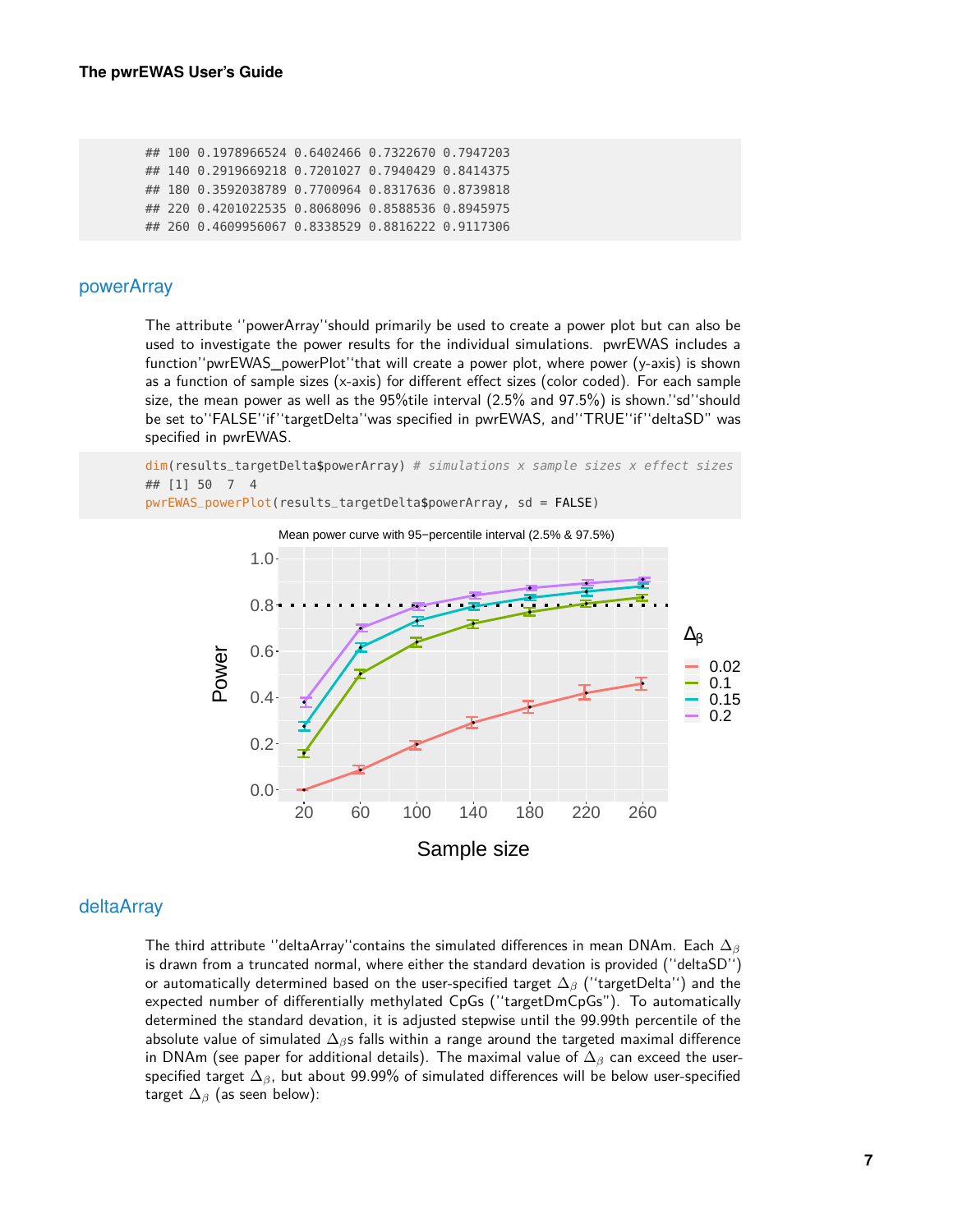```
## 100 0.1978966524 0.6402466 0.7322670 0.7947203
## 140 0.2919669218 0.7201027 0.7940429 0.8414375
## 180 0.3592038789 0.7700964 0.8317636 0.8739818
## 220 0.4201022535 0.8068096 0.8588536 0.8945975
## 260 0.4609956067 0.8338529 0.8816222 0.9117306
```

## powerArray

The attribute ''powerArray''should primarily be used to create a power plot but can also be used to investigate the power results for the individual simulations. pwrEWAS includes a function''pwrEWAS_powerPlot''that will create a power plot, where power (y-axis) is shown as a function of sample sizes (x-axis) for different effect sizes (color coded). For each sample size, the mean power as well as the 95%tile interval (2.5% and 97.5%) is shown.''sd''should be set to''FALSE''if''targetDelta''was specified in pwrEWAS, and''TRUE''if''deltaSD'' was specified in pwrEWAS.

```
dim(results_targetDelta$powerArray) # simulations x sample sizes x effect sizes
## [1] 50  7  4
pwrEWAS_powerPlot(results_targetDelta$powerArray, sd = FALSE)
```

## deltaArray

The third attribute ''deltaArray''contains the simulated differences in mean DNAm. Each $\Delta_\beta$ is drawn from a truncated normal, where either the standard devation is provided (''deltaSD'') or automatically determined based on the user-specified target $\Delta_\beta$ (''targetDelta'') and the expected number of differentially methylated CpGs (''targetDmCpGs''). To automatically determined the standard devation, it is adjusted stepwise until the 99.99th percentile of the absolute value of simulated $\Delta_\beta$s falls within a range around the targeted maximal difference in DNAm (see paper for additional details). The maximal value of $\Delta_\beta$ can exceed the user-specified target $\Delta_\beta$, but about 99.99% of simulated differences will be below user-specified target $\Delta_\beta$ (as seen below):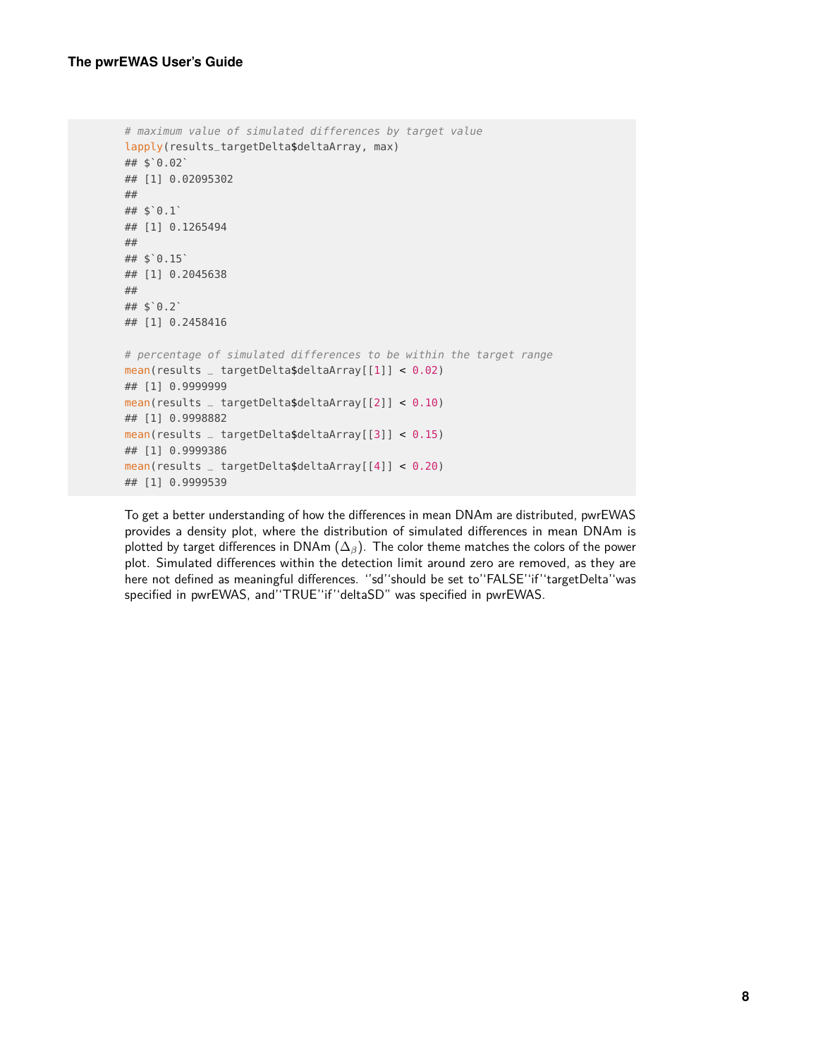```
# maximum value of simulated differences by target value
lapply(results_targetDelta$deltaArray, max)
## $`0.02`
## [1] 0.02095302
##
## $`0.1`
## [1] 0.1265494
##
## $`0.15`
## [1] 0.2045638
##
## $`0.2`
## [1] 0.2458416

# percentage of simulated differences to be within the target range
mean(results _ targetDelta$deltaArray[[1]] < 0.02)
## [1] 0.9999999
mean(results _ targetDelta$deltaArray[[2]] < 0.10)
## [1] 0.9998882
mean(results _ targetDelta$deltaArray[[3]] < 0.15)
## [1] 0.9999386
mean(results _ targetDelta$deltaArray[[4]] < 0.20)
## [1] 0.9999539
```

To get a better understanding of how the differences in mean DNAm are distributed, pwrEWAS provides a density plot, where the distribution of simulated differences in mean DNAm is plotted by target differences in DNAm ($\Delta_\beta$). The color theme matches the colors of the power plot. Simulated differences within the detection limit around zero are removed, as they are here not defined as meaningful differences. ''sd''should be set to''FALSE''if''targetDelta''was specified in pwrEWAS, and''TRUE''if''deltaSD'' was specified in pwrEWAS.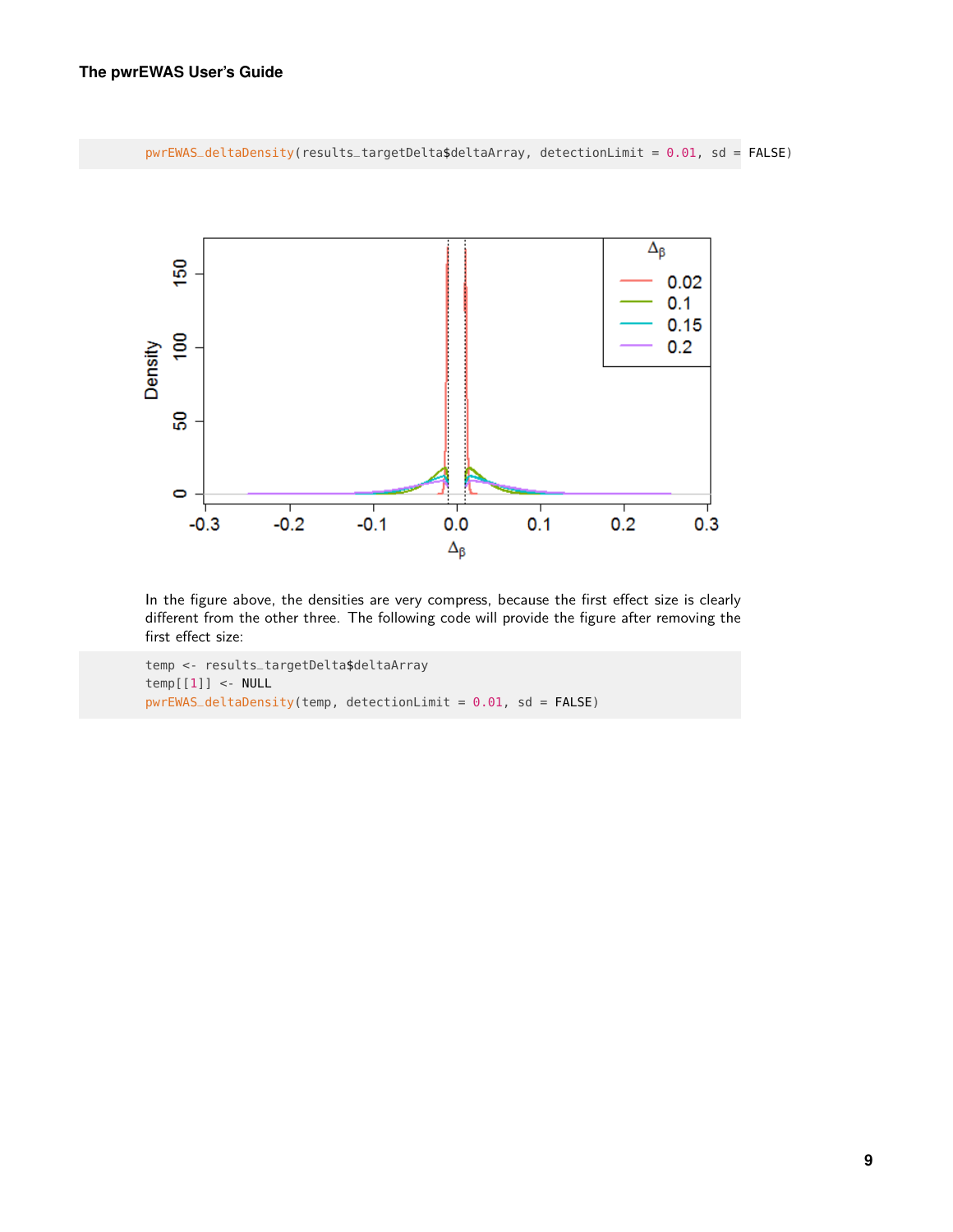```
pwrEWAS_deltaDensity(results_targetDelta$deltaArray, detectionLimit = 0.01, sd = FALSE)
```

In the figure above, the densities are very compress, because the first effect size is clearly different from the other three. The following code will provide the figure after removing the first effect size:

```
temp <- results_targetDelta$deltaArray
temp[[1]] <- NULL
pwrEWAS_deltaDensity(temp, detectionLimit = 0.01, sd = FALSE)
```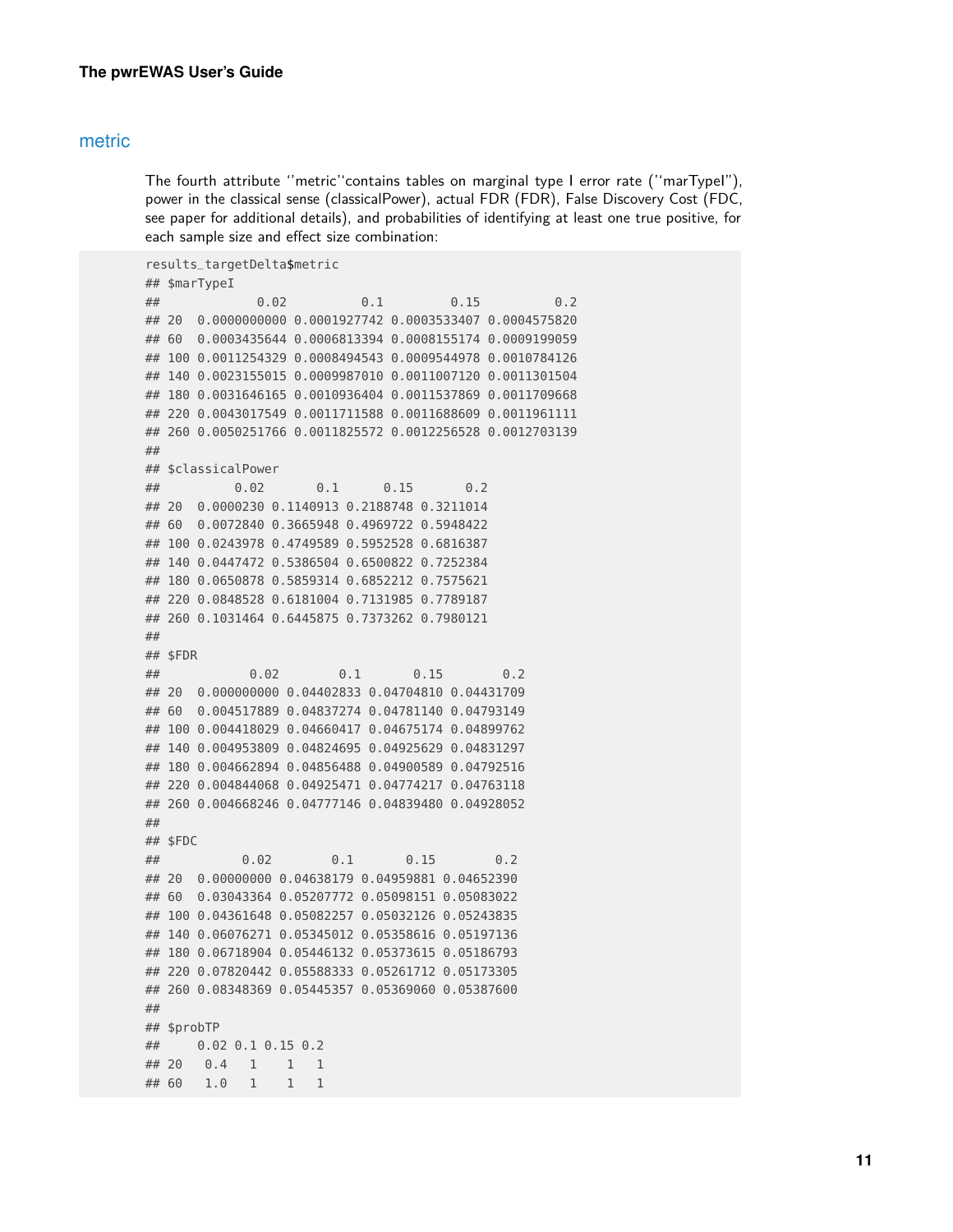## metric

The fourth attribute ''metric''contains tables on marginal type I error rate (''marTypeI''), power in the classical sense (classicalPower), actual FDR (FDR), False Discovery Cost (FDC, see paper for additional details), and probabilities of identifying at least one true positive, for each sample size and effect size combination:

```
results_targetDelta$metric
## $marTypeI
##             0.02          0.1         0.15          0.2
## 20  0.0000000000 0.0001927742 0.0003533407 0.0004575820
## 60  0.0003435644 0.0006813394 0.0008155174 0.0009199059
## 100 0.0011254329 0.0008494543 0.0009544978 0.0010784126
## 140 0.0023155015 0.0009987010 0.0011007120 0.0011301504
## 180 0.0031646165 0.0010936404 0.0011537869 0.0011709668
## 220 0.0043017549 0.0011711588 0.0011688609 0.0011961111
## 260 0.0050251766 0.0011825572 0.0012256528 0.0012703139
##
## $classicalPower
##          0.02       0.1      0.15       0.2
## 20  0.0000230 0.1140913 0.2188748 0.3211014
## 60  0.0072840 0.3665948 0.4969722 0.5948422
## 100 0.0243978 0.4749589 0.5952528 0.6816387
## 140 0.0447472 0.5386504 0.6500822 0.7252384
## 180 0.0650878 0.5859314 0.6852212 0.7575621
## 220 0.0848528 0.6181004 0.7131985 0.7789187
## 260 0.1031464 0.6445875 0.7373262 0.7980121
##
## $FDR
##            0.02        0.1       0.15        0.2
## 20  0.000000000 0.04402833 0.04704810 0.04431709
## 60  0.004517889 0.04837274 0.04781140 0.04793149
## 100 0.004418029 0.04660417 0.04675174 0.04899762
## 140 0.004953809 0.04824695 0.04925629 0.04831297
## 180 0.004662894 0.04856488 0.04900589 0.04792516
## 220 0.004844068 0.04925471 0.04774217 0.04763118
## 260 0.004668246 0.04777146 0.04839480 0.04928052
##
## $FDC
##           0.02        0.1       0.15        0.2
## 20  0.00000000 0.04638179 0.04959881 0.04652390
## 60  0.03043364 0.05207772 0.05098151 0.05083022
## 100 0.04361648 0.05082257 0.05032126 0.05243835
## 140 0.06076271 0.05345012 0.05358616 0.05197136
## 180 0.06718904 0.05446132 0.05373615 0.05186793
## 220 0.07820442 0.05588333 0.05261712 0.05173305
## 260 0.08348369 0.05445357 0.05369060 0.05387600
##
## $probTP
##     0.02 0.1 0.15 0.2
## 20   0.4   1    1   1
## 60   1.0   1    1   1
```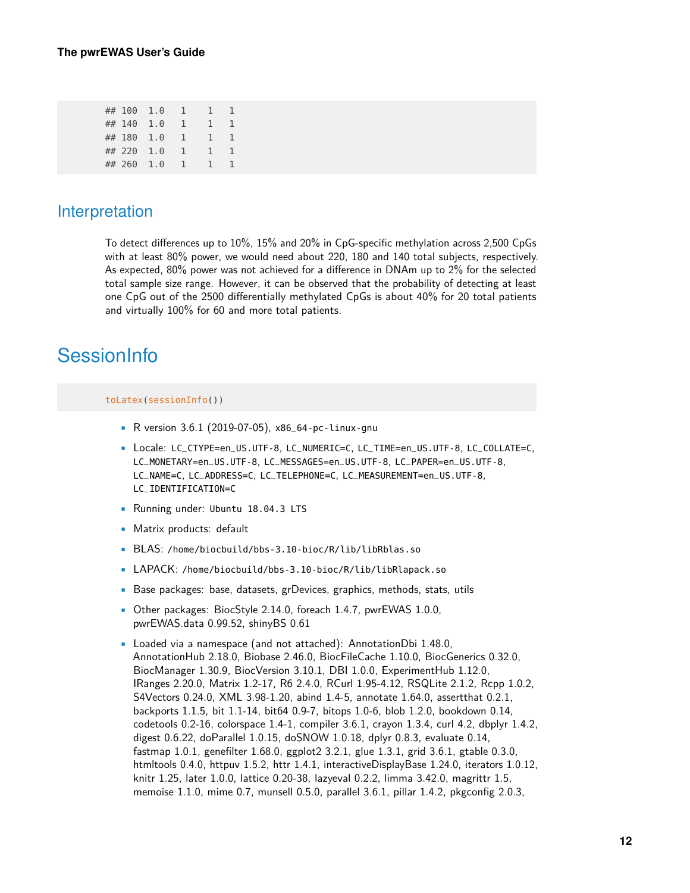```
## 100  1.0   1    1   1
## 140  1.0   1    1   1
## 180  1.0   1    1   1
## 220  1.0   1    1   1
## 260  1.0   1    1   1
```

## Interpretation

To detect differences up to 10%, 15% and 20% in CpG-specific methylation across 2,500 CpGs with at least 80% power, we would need about 220, 180 and 140 total subjects, respectively. As expected, 80% power was not achieved for a difference in DNAm up to 2% for the selected total sample size range. However, it can be observed that the probability of detecting at least one CpG out of the 2500 differentially methylated CpGs is about 40% for 20 total patients and virtually 100% for 60 and more total patients.

# SessionInfo

```
toLatex(sessionInfo())
```

- R version 3.6.1 (2019-07-05), x86_64-pc-linux-gnu
- Locale: LC_CTYPE=en_US.UTF-8, LC_NUMERIC=C, LC_TIME=en_US.UTF-8, LC_COLLATE=C, LC_MONETARY=en_US.UTF-8, LC_MESSAGES=en_US.UTF-8, LC_PAPER=en_US.UTF-8, LC_NAME=C, LC_ADDRESS=C, LC_TELEPHONE=C, LC_MEASUREMENT=en_US.UTF-8, LC_IDENTIFICATION=C
- Running under: Ubuntu 18.04.3 LTS
- Matrix products: default
- BLAS: /home/biocbuild/bbs-3.10-bioc/R/lib/libRblas.so
- LAPACK: /home/biocbuild/bbs-3.10-bioc/R/lib/libRlapack.so
- Base packages: base, datasets, grDevices, graphics, methods, stats, utils
- Other packages: BiocStyle 2.14.0, foreach 1.4.7, pwrEWAS 1.0.0, pwrEWAS.data 0.99.52, shinyBS 0.61
- Loaded via a namespace (and not attached): AnnotationDbi 1.48.0, AnnotationHub 2.18.0, Biobase 2.46.0, BiocFileCache 1.10.0, BiocGenerics 0.32.0, BiocManager 1.30.9, BiocVersion 3.10.1, DBI 1.0.0, ExperimentHub 1.12.0, IRanges 2.20.0, Matrix 1.2-17, R6 2.4.0, RCurl 1.95-4.12, RSQLite 2.1.2, Rcpp 1.0.2, S4Vectors 0.24.0, XML 3.98-1.20, abind 1.4-5, annotate 1.64.0, assertthat 0.2.1, backports 1.1.5, bit 1.1-14, bit64 0.9-7, bitops 1.0-6, blob 1.2.0, bookdown 0.14, codetools 0.2-16, colorspace 1.4-1, compiler 3.6.1, crayon 1.3.4, curl 4.2, dbplyr 1.4.2, digest 0.6.22, doParallel 1.0.15, doSNOW 1.0.18, dplyr 0.8.3, evaluate 0.14, fastmap 1.0.1, genefilter 1.68.0, ggplot2 3.2.1, glue 1.3.1, grid 3.6.1, gtable 0.3.0, htmltools 0.4.0, httpuv 1.5.2, httr 1.4.1, interactiveDisplayBase 1.24.0, iterators 1.0.12, knitr 1.25, later 1.0.0, lattice 0.20-38, lazyeval 0.2.2, limma 3.42.0, magrittr 1.5, memoise 1.1.0, mime 0.7, munsell 0.5.0, parallel 3.6.1, pillar 1.4.2, pkgconfig 2.0.3,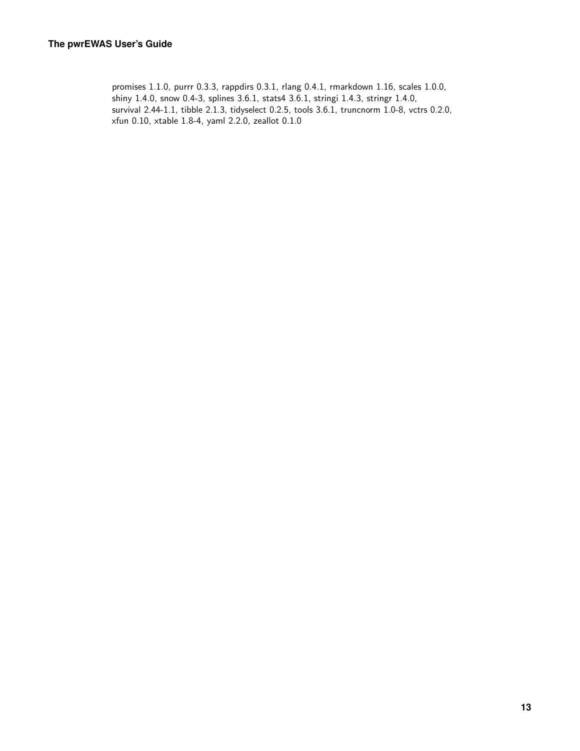promises 1.1.0, purrr 0.3.3, rappdirs 0.3.1, rlang 0.4.1, rmarkdown 1.16, scales 1.0.0, shiny 1.4.0, snow 0.4-3, splines 3.6.1, stats4 3.6.1, stringi 1.4.3, stringr 1.4.0, survival 2.44-1.1, tibble 2.1.3, tidyselect 0.2.5, tools 3.6.1, truncnorm 1.0-8, vctrs 0.2.0, xfun 0.10, xtable 1.8-4, yaml 2.2.0, zeallot 0.1.0